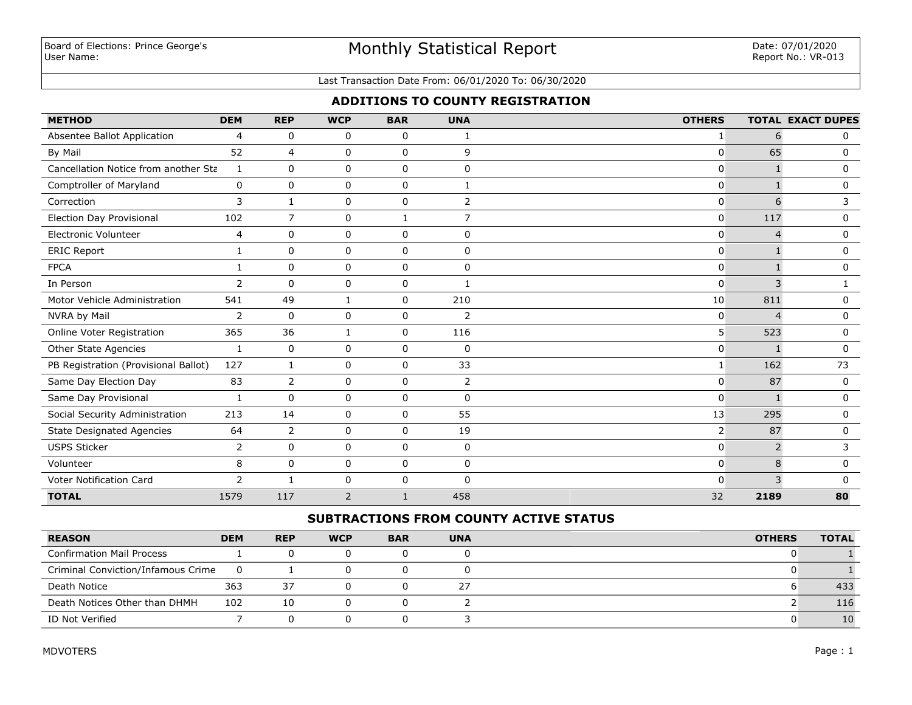Board of Elections: Prince George's
User Name:

# Monthly Statistical Report

Date: 07/01/2020
Report No.: VR-013

Last Transaction Date From: 06/01/2020 To: 06/30/2020

## ADDITIONS TO COUNTY REGISTRATION

| METHOD | DEM | REP | WCP | BAR | UNA | OTHERS | TOTAL | EXACT DUPES |
|---|---|---|---|---|---|---|---|---|
| Absentee Ballot Application | 4 | 0 | 0 | 0 | 1 | 1 | 6 | 0 |
| By Mail | 52 | 4 | 0 | 0 | 9 | 0 | 65 | 0 |
| Cancellation Notice from another Sta | 1 | 0 | 0 | 0 | 0 | 0 | 1 | 0 |
| Comptroller of Maryland | 0 | 0 | 0 | 0 | 1 | 0 | 1 | 0 |
| Correction | 3 | 1 | 0 | 0 | 2 | 0 | 6 | 3 |
| Election Day Provisional | 102 | 7 | 0 | 1 | 7 | 0 | 117 | 0 |
| Electronic Volunteer | 4 | 0 | 0 | 0 | 0 | 0 | 4 | 0 |
| ERIC Report | 1 | 0 | 0 | 0 | 0 | 0 | 1 | 0 |
| FPCA | 1 | 0 | 0 | 0 | 0 | 0 | 1 | 0 |
| In Person | 2 | 0 | 0 | 0 | 1 | 0 | 3 | 1 |
| Motor Vehicle Administration | 541 | 49 | 1 | 0 | 210 | 10 | 811 | 0 |
| NVRA by Mail | 2 | 0 | 0 | 0 | 2 | 0 | 4 | 0 |
| Online Voter Registration | 365 | 36 | 1 | 0 | 116 | 5 | 523 | 0 |
| Other State Agencies | 1 | 0 | 0 | 0 | 0 | 0 | 1 | 0 |
| PB Registration (Provisional Ballot) | 127 | 1 | 0 | 0 | 33 | 1 | 162 | 73 |
| Same Day Election Day | 83 | 2 | 0 | 0 | 2 | 0 | 87 | 0 |
| Same Day Provisional | 1 | 0 | 0 | 0 | 0 | 0 | 1 | 0 |
| Social Security Administration | 213 | 14 | 0 | 0 | 55 | 13 | 295 | 0 |
| State Designated Agencies | 64 | 2 | 0 | 0 | 19 | 2 | 87 | 0 |
| USPS Sticker | 2 | 0 | 0 | 0 | 0 | 0 | 2 | 3 |
| Volunteer | 8 | 0 | 0 | 0 | 0 | 0 | 8 | 0 |
| Voter Notification Card | 2 | 1 | 0 | 0 | 0 | 0 | 3 | 0 |
| **TOTAL** | 1579 | 117 | 2 | 1 | 458 | 32 | **2189** | **80** |

## SUBTRACTIONS FROM COUNTY ACTIVE STATUS

| REASON | DEM | REP | WCP | BAR | UNA | OTHERS | TOTAL |
|---|---|---|---|---|---|---|---|
| Confirmation Mail Process | 1 | 0 | 0 | 0 | 0 | 0 | 1 |
| Criminal Conviction/Infamous Crime | 0 | 1 | 0 | 0 | 0 | 0 | 1 |
| Death Notice | 363 | 37 | 0 | 0 | 27 | 6 | 433 |
| Death Notices Other than DHMH | 102 | 10 | 0 | 0 | 2 | 2 | 116 |
| ID Not Verified | 7 | 0 | 0 | 0 | 3 | 0 | 10 |

MDVOTERS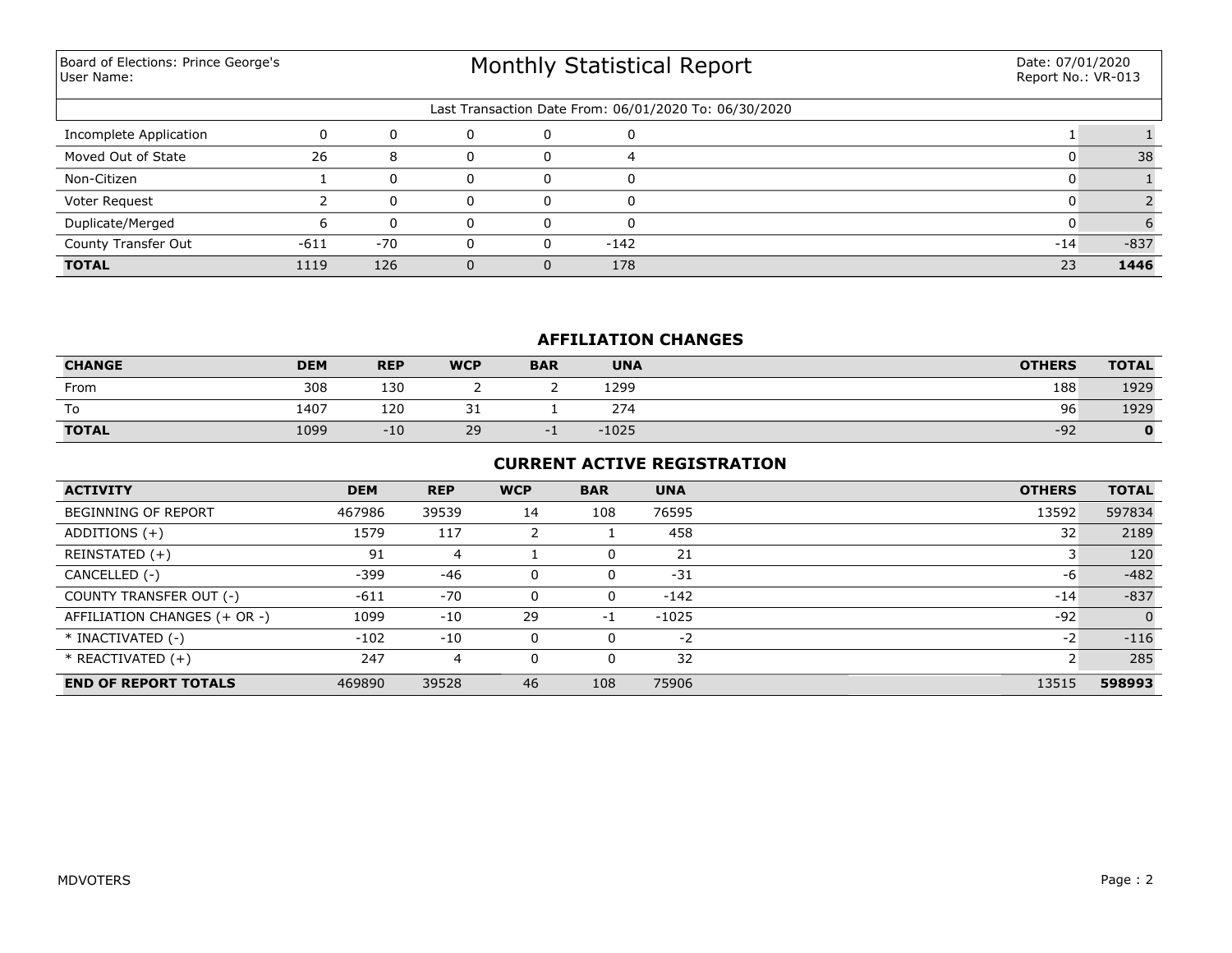Board of Elections: Prince George's
User Name:

# Monthly Statistical Report

Date: 07/01/2020
Report No.: VR-013

Last Transaction Date From: 06/01/2020 To: 06/30/2020

| | | | | | | | |
|---|---|---|---|---|---|---|---|
| Incomplete Application | 0 | 0 | 0 | 0 | 0 | 1 | 1 |
| Moved Out of State | 26 | 8 | 0 | 0 | 4 | 0 | 38 |
| Non-Citizen | 1 | 0 | 0 | 0 | 0 | 0 | 1 |
| Voter Request | 2 | 0 | 0 | 0 | 0 | 0 | 2 |
| Duplicate/Merged | 6 | 0 | 0 | 0 | 0 | 0 | 6 |
| County Transfer Out | -611 | -70 | 0 | 0 | -142 | -14 | -837 |
| **TOTAL** | 1119 | 126 | 0 | 0 | 178 | 23 | **1446** |

## AFFILIATION CHANGES

| CHANGE | DEM | REP | WCP | BAR | UNA | OTHERS | TOTAL |
|---|---|---|---|---|---|---|---|
| From | 308 | 130 | 2 | 2 | 1299 | 188 | 1929 |
| To | 1407 | 120 | 31 | 1 | 274 | 96 | 1929 |
| **TOTAL** | 1099 | -10 | 29 | -1 | -1025 | -92 | **0** |

## CURRENT ACTIVE REGISTRATION

| ACTIVITY | DEM | REP | WCP | BAR | UNA | OTHERS | TOTAL |
|---|---|---|---|---|---|---|---|
| BEGINNING OF REPORT | 467986 | 39539 | 14 | 108 | 76595 | 13592 | 597834 |
| ADDITIONS (+) | 1579 | 117 | 2 | 1 | 458 | 32 | 2189 |
| REINSTATED (+) | 91 | 4 | 1 | 0 | 21 | 3 | 120 |
| CANCELLED (-) | -399 | -46 | 0 | 0 | -31 | -6 | -482 |
| COUNTY TRANSFER OUT (-) | -611 | -70 | 0 | 0 | -142 | -14 | -837 |
| AFFILIATION CHANGES (+ OR -) | 1099 | -10 | 29 | -1 | -1025 | -92 | 0 |
| * INACTIVATED (-) | -102 | -10 | 0 | 0 | -2 | -2 | -116 |
| * REACTIVATED (+) | 247 | 4 | 0 | 0 | 32 | 2 | 285 |
| **END OF REPORT TOTALS** | 469890 | 39528 | 46 | 108 | 75906 | 13515 | **598993** |

MDVOTERS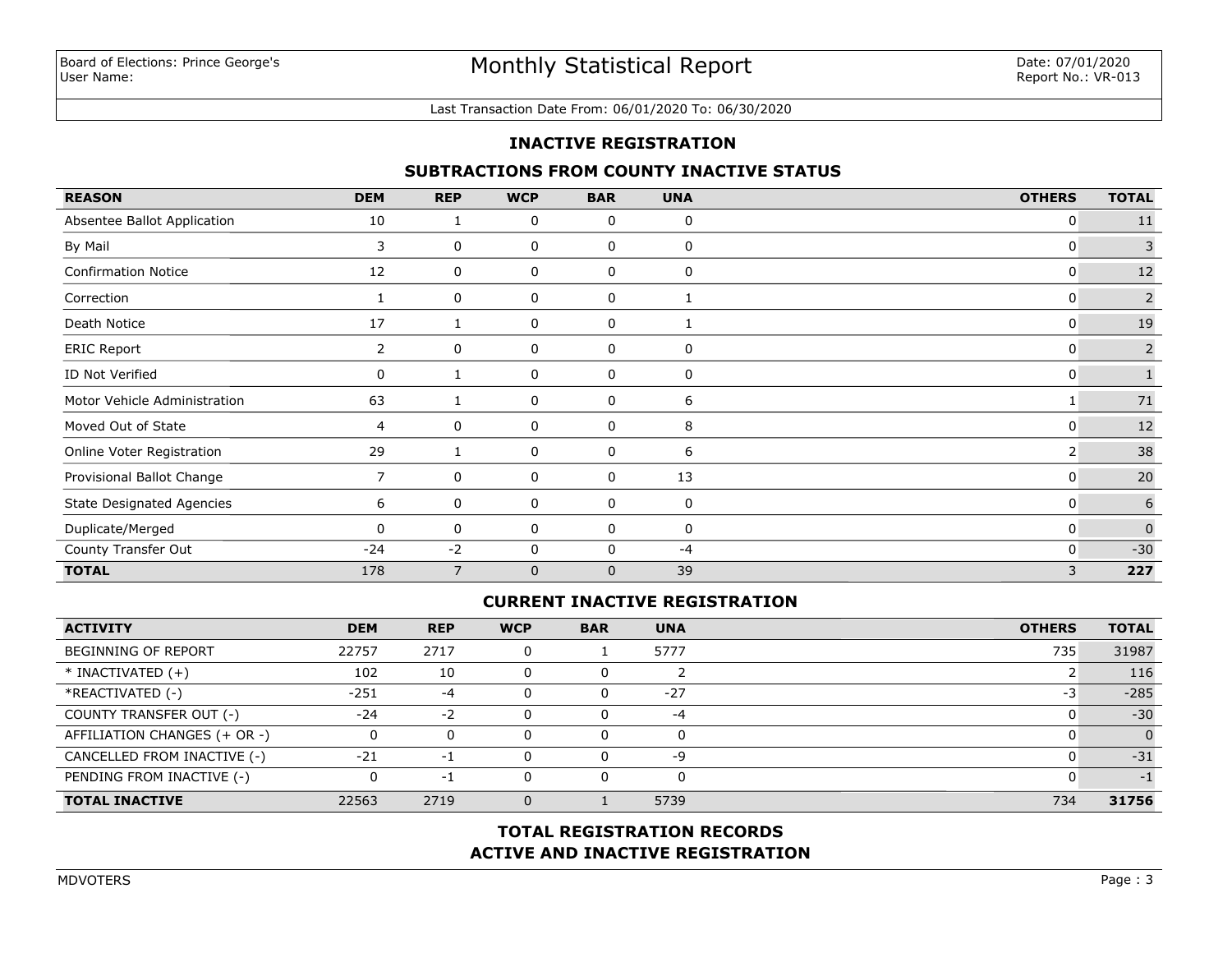Board of Elections: Prince George's
User Name:

# Monthly Statistical Report

Date: 07/01/2020
Report No.: VR-013

Last Transaction Date From: 06/01/2020 To: 06/30/2020

## INACTIVE REGISTRATION

### SUBTRACTIONS FROM COUNTY INACTIVE STATUS

| REASON | DEM | REP | WCP | BAR | UNA | OTHERS | TOTAL |
|---|---|---|---|---|---|---|---|
| Absentee Ballot Application | 10 | 1 | 0 | 0 | 0 | 0 | 11 |
| By Mail | 3 | 0 | 0 | 0 | 0 | 0 | 3 |
| Confirmation Notice | 12 | 0 | 0 | 0 | 0 | 0 | 12 |
| Correction | 1 | 0 | 0 | 0 | 1 | 0 | 2 |
| Death Notice | 17 | 1 | 0 | 0 | 1 | 0 | 19 |
| ERIC Report | 2 | 0 | 0 | 0 | 0 | 0 | 2 |
| ID Not Verified | 0 | 1 | 0 | 0 | 0 | 0 | 1 |
| Motor Vehicle Administration | 63 | 1 | 0 | 0 | 6 | 1 | 71 |
| Moved Out of State | 4 | 0 | 0 | 0 | 8 | 0 | 12 |
| Online Voter Registration | 29 | 1 | 0 | 0 | 6 | 2 | 38 |
| Provisional Ballot Change | 7 | 0 | 0 | 0 | 13 | 0 | 20 |
| State Designated Agencies | 6 | 0 | 0 | 0 | 0 | 0 | 6 |
| Duplicate/Merged | 0 | 0 | 0 | 0 | 0 | 0 | 0 |
| County Transfer Out | -24 | -2 | 0 | 0 | -4 | 0 | -30 |
| **TOTAL** | 178 | 7 | 0 | 0 | 39 | 3 | **227** |

### CURRENT INACTIVE REGISTRATION

| ACTIVITY | DEM | REP | WCP | BAR | UNA | OTHERS | TOTAL |
|---|---|---|---|---|---|---|---|
| BEGINNING OF REPORT | 22757 | 2717 | 0 | 1 | 5777 | 735 | 31987 |
| * INACTIVATED (+) | 102 | 10 | 0 | 0 | 2 | 2 | 116 |
| *REACTIVATED (-) | -251 | -4 | 0 | 0 | -27 | -3 | -285 |
| COUNTY TRANSFER OUT (-) | -24 | -2 | 0 | 0 | -4 | 0 | -30 |
| AFFILIATION CHANGES (+ OR -) | 0 | 0 | 0 | 0 | 0 | 0 | 0 |
| CANCELLED FROM INACTIVE (-) | -21 | -1 | 0 | 0 | -9 | 0 | -31 |
| PENDING FROM INACTIVE (-) | 0 | -1 | 0 | 0 | 0 | 0 | -1 |
| **TOTAL INACTIVE** | 22563 | 2719 | 0 | 1 | 5739 | 734 | **31756** |

### TOTAL REGISTRATION RECORDS
### ACTIVE AND INACTIVE REGISTRATION

MDVOTERS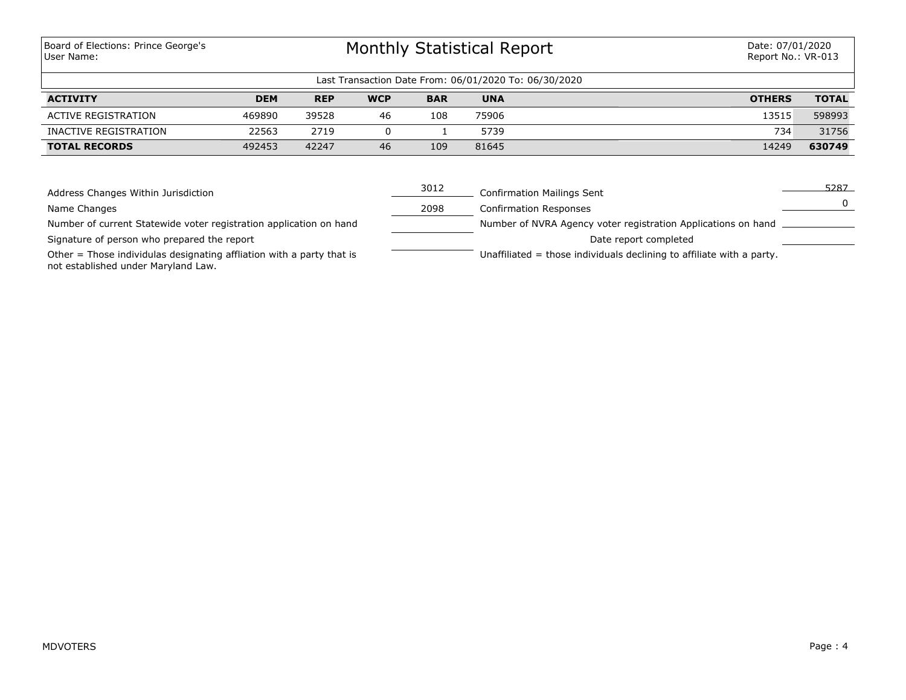Board of Elections: Prince George's
User Name:

# Monthly Statistical Report

Date: 07/01/2020
Report No.: VR-013

Last Transaction Date From: 06/01/2020 To: 06/30/2020

| ACTIVITY | DEM | REP | WCP | BAR | UNA | OTHERS | TOTAL |
|---|---|---|---|---|---|---|---|
| ACTIVE REGISTRATION | 469890 | 39528 | 46 | 108 | 75906 | 13515 | 598993 |
| INACTIVE REGISTRATION | 22563 | 2719 | 0 | 1 | 5739 | 734 | 31756 |
| **TOTAL RECORDS** | 492453 | 42247 | 46 | 109 | 81645 | 14249 | **630749** |

| | | | |
|---|---|---|---|
| Address Changes Within Jurisdiction | 3012 | Confirmation Mailings Sent | 5287 |
| Name Changes | 2098 | Confirmation Responses | 0 |
| Number of current Statewide voter registration application on hand | | Number of NVRA Agency voter registration Applications on hand | |
| Signature of person who prepared the report | | Date report completed | |

Other = Those individulas designating affliation with a party that is not established under Maryland Law.

Unaffiliated = those individuals declining to affiliate with a party.

MDVOTERS